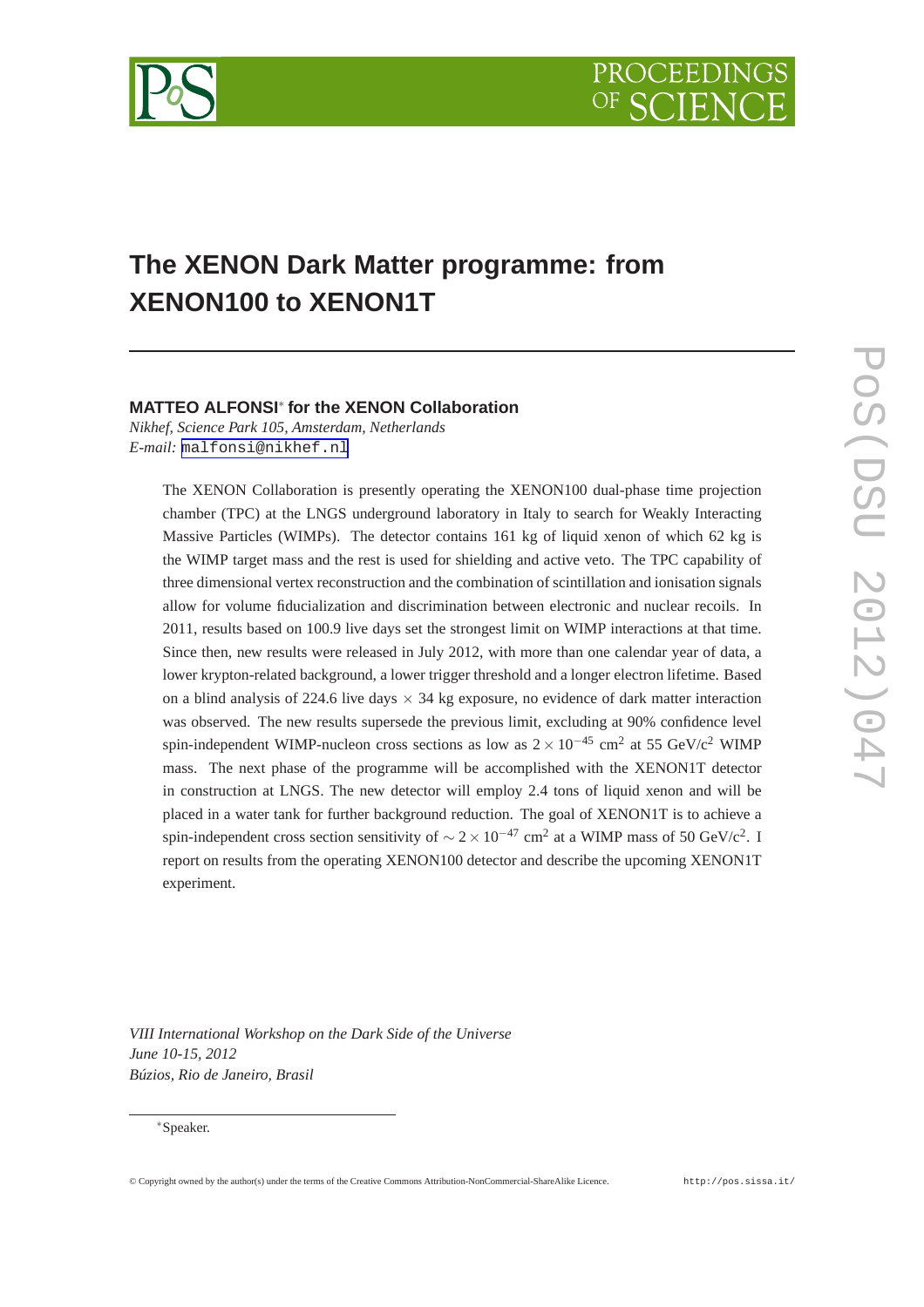# The XENON Dark Matter programme: from XENON100 to XENON1T

**MATTEO ALFONSI*** **for the XENON Collaboration**

*Nikhef, Science Park 105, Amsterdam, Netherlands*

*E-mail:* malfonsi@nikhef.nl

The XENON Collaboration is presently operating the XENON100 dual-phase time projection chamber (TPC) at the LNGS underground laboratory in Italy to search for Weakly Interacting Massive Particles (WIMPs). The detector contains 161 kg of liquid xenon of which 62 kg is the WIMP target mass and the rest is used for shielding and active veto. The TPC capability of three dimensional vertex reconstruction and the combination of scintillation and ionisation signals allow for volume fiducialization and discrimination between electronic and nuclear recoils. In 2011, results based on 100.9 live days set the strongest limit on WIMP interactions at that time. Since then, new results were released in July 2012, with more than one calendar year of data, a lower krypton-related background, a lower trigger threshold and a longer electron lifetime. Based on a blind analysis of 224.6 live days $\times$ 34 kg exposure, no evidence of dark matter interaction was observed. The new results supersede the previous limit, excluding at 90% confidence level spin-independent WIMP-nucleon cross sections as low as $2 \times 10^{-45}$ cm$^2$ at 55 GeV/c$^2$ WIMP mass. The next phase of the programme will be accomplished with the XENON1T detector in construction at LNGS. The new detector will employ 2.4 tons of liquid xenon and will be placed in a water tank for further background reduction. The goal of XENON1T is to achieve a spin-independent cross section sensitivity of $\sim 2 \times 10^{-47}$ cm$^2$ at a WIMP mass of 50 GeV/c$^2$. I report on results from the operating XENON100 detector and describe the upcoming XENON1T experiment.

*VIII International Workshop on the Dark Side of the Universe*
*June 10-15, 2012*
*Búzios, Rio de Janeiro, Brasil*

*Speaker.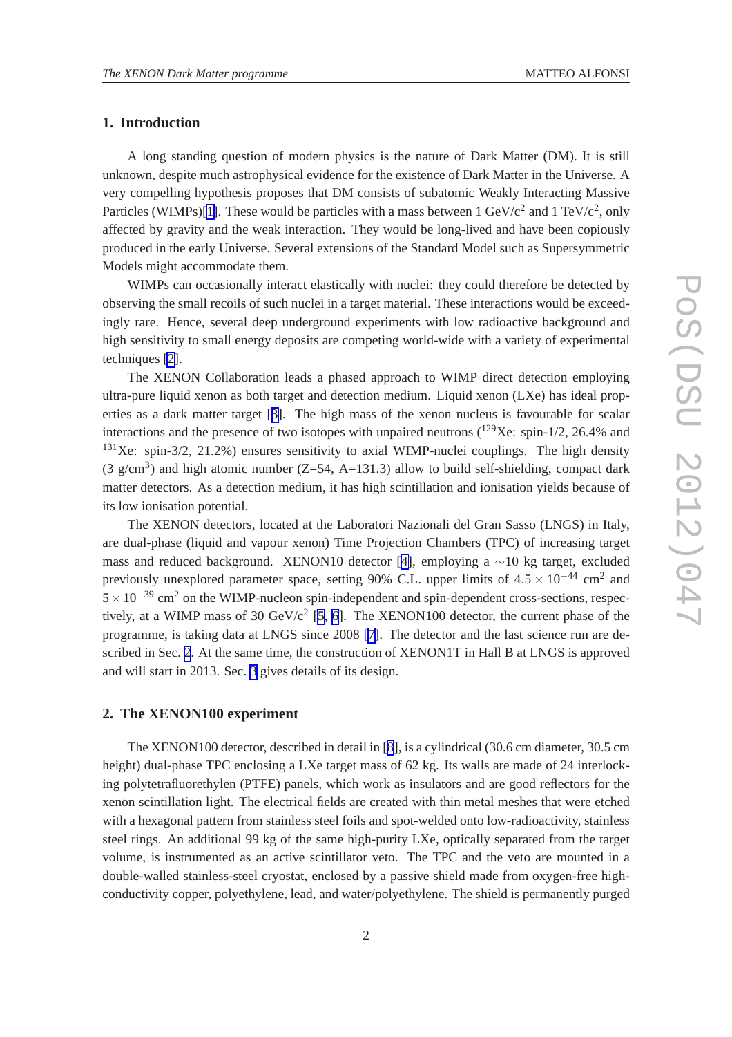## 1. Introduction

A long standing question of modern physics is the nature of Dark Matter (DM). It is still unknown, despite much astrophysical evidence for the existence of Dark Matter in the Universe. A very compelling hypothesis proposes that DM consists of subatomic Weakly Interacting Massive Particles (WIMPs)[1]. These would be particles with a mass between 1 GeV/c$^2$ and 1 TeV/c$^2$, only affected by gravity and the weak interaction. They would be long-lived and have been copiously produced in the early Universe. Several extensions of the Standard Model such as Supersymmetric Models might accommodate them.

WIMPs can occasionally interact elastically with nuclei: they could therefore be detected by observing the small recoils of such nuclei in a target material. These interactions would be exceedingly rare. Hence, several deep underground experiments with low radioactive background and high sensitivity to small energy deposits are competing world-wide with a variety of experimental techniques [2].

The XENON Collaboration leads a phased approach to WIMP direct detection employing ultra-pure liquid xenon as both target and detection medium. Liquid xenon (LXe) has ideal properties as a dark matter target [3]. The high mass of the xenon nucleus is favourable for scalar interactions and the presence of two isotopes with unpaired neutrons ($^{129}$Xe: spin-1/2, 26.4% and $^{131}$Xe: spin-3/2, 21.2%) ensures sensitivity to axial WIMP-nuclei couplings. The high density (3 g/cm$^3$) and high atomic number (Z=54, A=131.3) allow to build self-shielding, compact dark matter detectors. As a detection medium, it has high scintillation and ionisation yields because of its low ionisation potential.

The XENON detectors, located at the Laboratori Nazionali del Gran Sasso (LNGS) in Italy, are dual-phase (liquid and vapour xenon) Time Projection Chambers (TPC) of increasing target mass and reduced background. XENON10 detector [4], employing a $\sim$10 kg target, excluded previously unexplored parameter space, setting 90% C.L. upper limits of $4.5 \times 10^{-44}$ cm$^2$ and $5 \times 10^{-39}$ cm$^2$ on the WIMP-nucleon spin-independent and spin-dependent cross-sections, respectively, at a WIMP mass of 30 GeV/c$^2$ [5, 6]. The XENON100 detector, the current phase of the programme, is taking data at LNGS since 2008 [7]. The detector and the last science run are described in Sec. 2. At the same time, the construction of XENON1T in Hall B at LNGS is approved and will start in 2013. Sec. 3 gives details of its design.

## 2. The XENON100 experiment

The XENON100 detector, described in detail in [8], is a cylindrical (30.6 cm diameter, 30.5 cm height) dual-phase TPC enclosing a LXe target mass of 62 kg. Its walls are made of 24 interlocking polytetrafluorethylen (PTFE) panels, which work as insulators and are good reflectors for the xenon scintillation light. The electrical fields are created with thin metal meshes that were etched with a hexagonal pattern from stainless steel foils and spot-welded onto low-radioactivity, stainless steel rings. An additional 99 kg of the same high-purity LXe, optically separated from the target volume, is instrumented as an active scintillator veto. The TPC and the veto are mounted in a double-walled stainless-steel cryostat, enclosed by a passive shield made from oxygen-free high-conductivity copper, polyethylene, lead, and water/polyethylene. The shield is permanently purged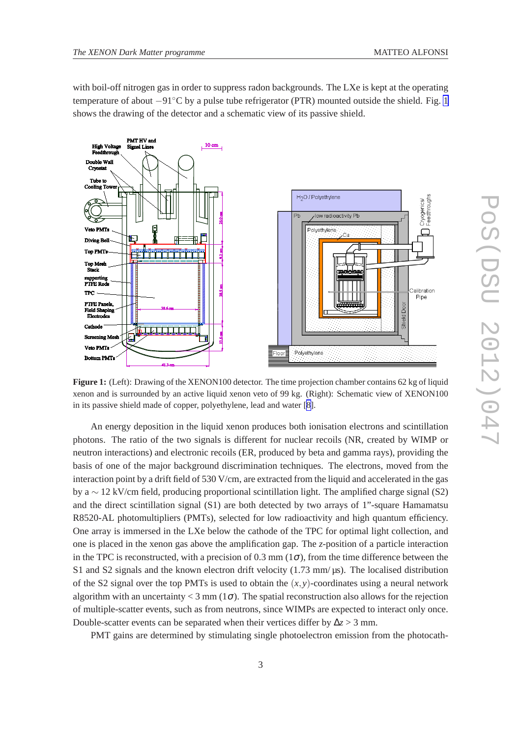with boil-off nitrogen gas in order to suppress radon backgrounds. The LXe is kept at the operating temperature of about $-91^{\circ}$C by a pulse tube refrigerator (PTR) mounted outside the shield. Fig. 1 shows the drawing of the detector and a schematic view of its passive shield.

**Figure 1:** (Left): Drawing of the XENON100 detector. The time projection chamber contains 62 kg of liquid xenon and is surrounded by an active liquid xenon veto of 99 kg. (Right): Schematic view of XENON100 in its passive shield made of copper, polyethylene, lead and water [8].

An energy deposition in the liquid xenon produces both ionisation electrons and scintillation photons. The ratio of the two signals is different for nuclear recoils (NR, created by WIMP or neutron interactions) and electronic recoils (ER, produced by beta and gamma rays), providing the basis of one of the major background discrimination techniques. The electrons, moved from the interaction point by a drift field of 530 V/cm, are extracted from the liquid and accelerated in the gas by a $\sim$ 12 kV/cm field, producing proportional scintillation light. The amplified charge signal (S2) and the direct scintillation signal (S1) are both detected by two arrays of 1"-square Hamamatsu R8520-AL photomultipliers (PMTs), selected for low radioactivity and high quantum efficiency. One array is immersed in the LXe below the cathode of the TPC for optimal light collection, and one is placed in the xenon gas above the amplification gap. The $z$-position of a particle interaction in the TPC is reconstructed, with a precision of 0.3 mm ($1\sigma$), from the time difference between the S1 and S2 signals and the known electron drift velocity (1.73 mm/ µs). The localised distribution of the S2 signal over the top PMTs is used to obtain the $(x,y)$-coordinates using a neural network algorithm with an uncertainty < 3 mm ($1\sigma$). The spatial reconstruction also allows for the rejection of multiple-scatter events, such as from neutrons, since WIMPs are expected to interact only once. Double-scatter events can be separated when their vertices differ by $\Delta z > 3$ mm.

PMT gains are determined by stimulating single photoelectron emission from the photocath-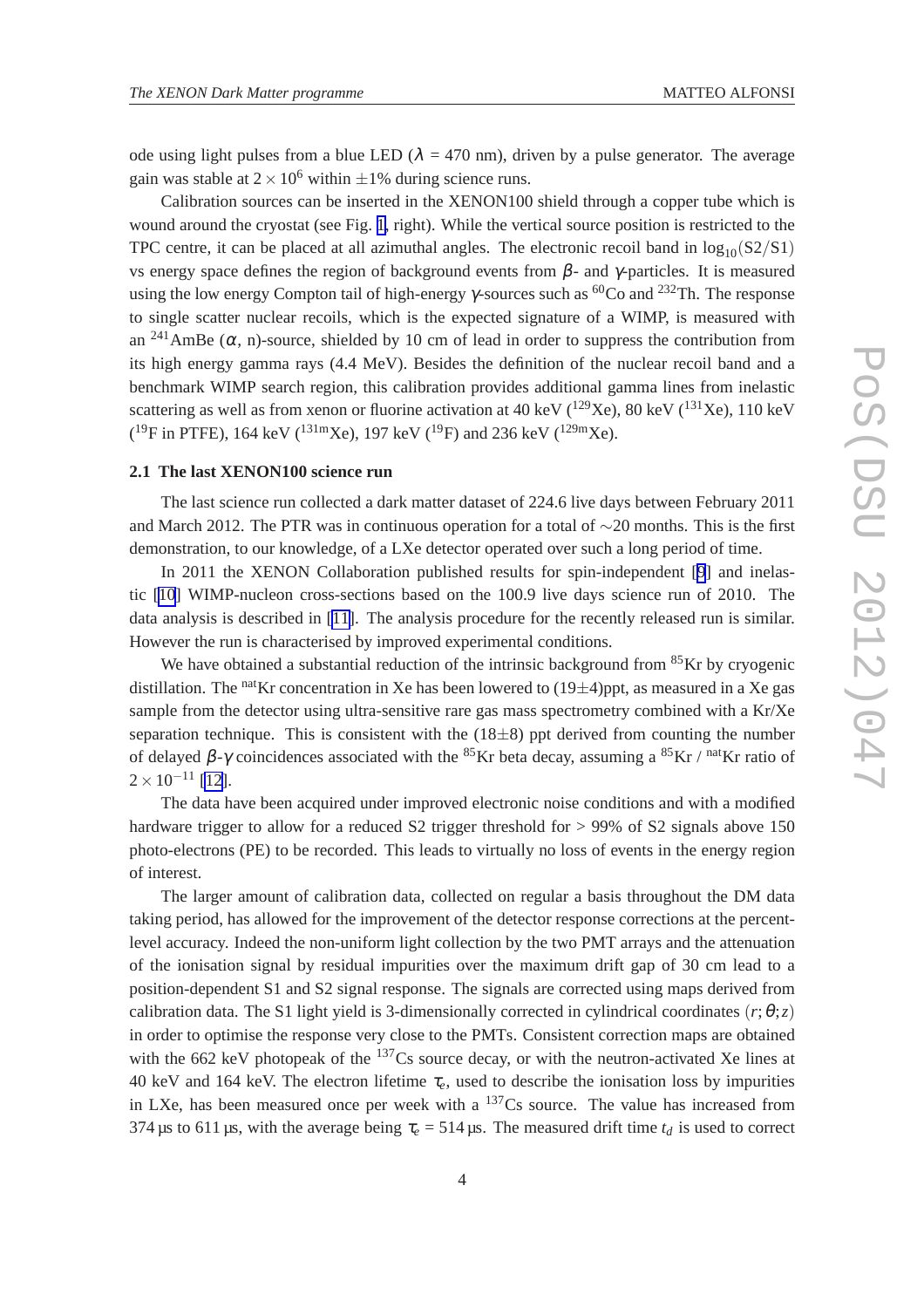ode using light pulses from a blue LED ($\lambda$ = 470 nm), driven by a pulse generator. The average gain was stable at $2 \times 10^6$ within $\pm$1% during science runs.

Calibration sources can be inserted in the XENON100 shield through a copper tube which is wound around the cryostat (see Fig. 1, right). While the vertical source position is restricted to the TPC centre, it can be placed at all azimuthal angles. The electronic recoil band in $\log_{10}(\text{S2}/\text{S1})$ vs energy space defines the region of background events from $\beta$- and $\gamma$-particles. It is measured using the low energy Compton tail of high-energy $\gamma$-sources such as $^{60}$Co and $^{232}$Th. The response to single scatter nuclear recoils, which is the expected signature of a WIMP, is measured with an $^{241}$AmBe ($\alpha$, n)-source, shielded by 10 cm of lead in order to suppress the contribution from its high energy gamma rays (4.4 MeV). Besides the definition of the nuclear recoil band and a benchmark WIMP search region, this calibration provides additional gamma lines from inelastic scattering as well as from xenon or fluorine activation at 40 keV ($^{129}$Xe), 80 keV ($^{131}$Xe), 110 keV ($^{19}$F in PTFE), 164 keV ($^{131m}$Xe), 197 keV ($^{19}$F) and 236 keV ($^{129m}$Xe).

### 2.1 The last XENON100 science run

The last science run collected a dark matter dataset of 224.6 live days between February 2011 and March 2012. The PTR was in continuous operation for a total of $\sim$20 months. This is the first demonstration, to our knowledge, of a LXe detector operated over such a long period of time.

In 2011 the XENON Collaboration published results for spin-independent [9] and inelastic [10] WIMP-nucleon cross-sections based on the 100.9 live days science run of 2010. The data analysis is described in [11]. The analysis procedure for the recently released run is similar. However the run is characterised by improved experimental conditions.

We have obtained a substantial reduction of the intrinsic background from $^{85}$Kr by cryogenic distillation. The $^{\text{nat}}$Kr concentration in Xe has been lowered to (19$\pm$4)ppt, as measured in a Xe gas sample from the detector using ultra-sensitive rare gas mass spectrometry combined with a Kr/Xe separation technique. This is consistent with the (18$\pm$8) ppt derived from counting the number of delayed $\beta$-$\gamma$ coincidences associated with the $^{85}$Kr beta decay, assuming a $^{85}$Kr / $^{\text{nat}}$Kr ratio of $2 \times 10^{-11}$ [12].

The data have been acquired under improved electronic noise conditions and with a modified hardware trigger to allow for a reduced S2 trigger threshold for > 99% of S2 signals above 150 photo-electrons (PE) to be recorded. This leads to virtually no loss of events in the energy region of interest.

The larger amount of calibration data, collected on regular a basis throughout the DM data taking period, has allowed for the improvement of the detector response corrections at the percent-level accuracy. Indeed the non-uniform light collection by the two PMT arrays and the attenuation of the ionisation signal by residual impurities over the maximum drift gap of 30 cm lead to a position-dependent S1 and S2 signal response. The signals are corrected using maps derived from calibration data. The S1 light yield is 3-dimensionally corrected in cylindrical coordinates $(r;\theta;z)$ in order to optimise the response very close to the PMTs. Consistent correction maps are obtained with the 662 keV photopeak of the $^{137}$Cs source decay, or with the neutron-activated Xe lines at 40 keV and 164 keV. The electron lifetime $\tau_e$, used to describe the ionisation loss by impurities in LXe, has been measured once per week with a $^{137}$Cs source. The value has increased from 374 µs to 611 µs, with the average being $\tau_e$ = 514 µs. The measured drift time $t_d$ is used to correct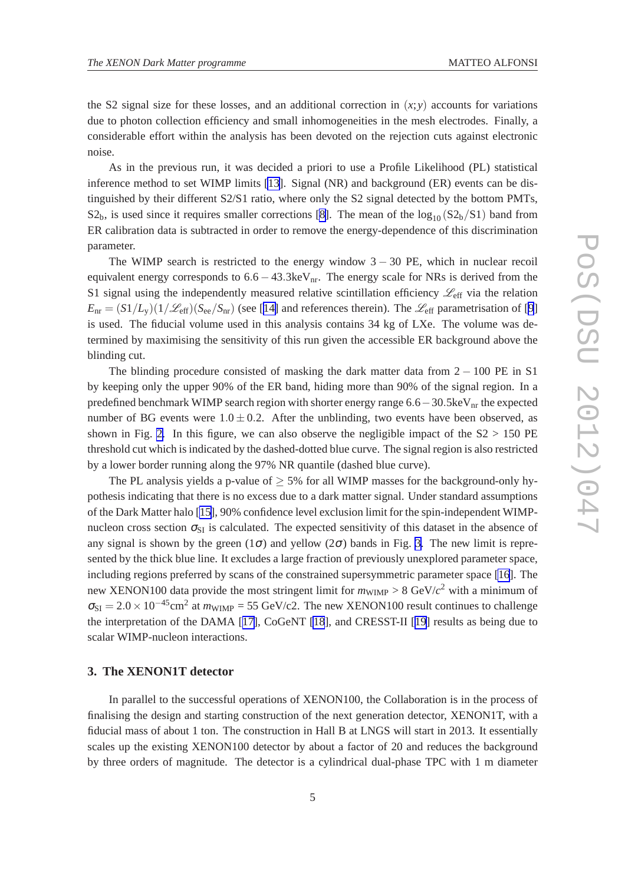the S2 signal size for these losses, and an additional correction in $(x;y)$ accounts for variations due to photon collection efficiency and small inhomogeneities in the mesh electrodes. Finally, a considerable effort within the analysis has been devoted on the rejection cuts against electronic noise.

As in the previous run, it was decided a priori to use a Profile Likelihood (PL) statistical inference method to set WIMP limits [13]. Signal (NR) and background (ER) events can be distinguished by their different S2/S1 ratio, where only the S2 signal detected by the bottom PMTs, $S2_b$, is used since it requires smaller corrections [8]. The mean of the $\log_{10}(S2_b/S1)$ band from ER calibration data is subtracted in order to remove the energy-dependence of this discrimination parameter.

The WIMP search is restricted to the energy window $3-30$ PE, which in nuclear recoil equivalent energy corresponds to $6.6-43.3\text{keV}_{\text{nr}}$. The energy scale for NRs is derived from the S1 signal using the independently measured relative scintillation efficiency $\mathscr{L}_{\text{eff}}$ via the relation $E_{\text{nr}} = (S1/L_y)(1/\mathscr{L}_{\text{eff}})(S_{\text{ee}}/S_{\text{nr}})$ (see [14] and references therein). The $\mathscr{L}_{\text{eff}}$ parametrisation of [9] is used. The fiducial volume used in this analysis contains 34 kg of LXe. The volume was determined by maximising the sensitivity of this run given the accessible ER background above the blinding cut.

The blinding procedure consisted of masking the dark matter data from $2-100$ PE in S1 by keeping only the upper 90% of the ER band, hiding more than 90% of the signal region. In a predefined benchmark WIMP search region with shorter energy range $6.6-30.5\text{keV}_{\text{nr}}$ the expected number of BG events were $1.0 \pm 0.2$. After the unblinding, two events have been observed, as shown in Fig. 2. In this figure, we can also observe the negligible impact of the S2 $>$ 150 PE threshold cut which is indicated by the dashed-dotted blue curve. The signal region is also restricted by a lower border running along the 97% NR quantile (dashed blue curve).

The PL analysis yields a p-value of $\geq$ 5% for all WIMP masses for the background-only hypothesis indicating that there is no excess due to a dark matter signal. Under standard assumptions of the Dark Matter halo [15], 90% confidence level exclusion limit for the spin-independent WIMP-nucleon cross section $\sigma_{\text{SI}}$ is calculated. The expected sensitivity of this dataset in the absence of any signal is shown by the green ($1\sigma$) and yellow ($2\sigma$) bands in Fig. 3. The new limit is represented by the thick blue line. It excludes a large fraction of previously unexplored parameter space, including regions preferred by scans of the constrained supersymmetric parameter space [16]. The new XENON100 data provide the most stringent limit for $m_{\text{WIMP}} > 8$ GeV/$c^2$ with a minimum of $\sigma_{\text{SI}} = 2.0 \times 10^{-45}\text{cm}^2$ at $m_{\text{WIMP}}$ = 55 GeV/c2. The new XENON100 result continues to challenge the interpretation of the DAMA [17], CoGeNT [18], and CRESST-II [19] results as being due to scalar WIMP-nucleon interactions.

## 3. The XENON1T detector

In parallel to the successful operations of XENON100, the Collaboration is in the process of finalising the design and starting construction of the next generation detector, XENON1T, with a fiducial mass of about 1 ton. The construction in Hall B at LNGS will start in 2013. It essentially scales up the existing XENON100 detector by about a factor of 20 and reduces the background by three orders of magnitude. The detector is a cylindrical dual-phase TPC with 1 m diameter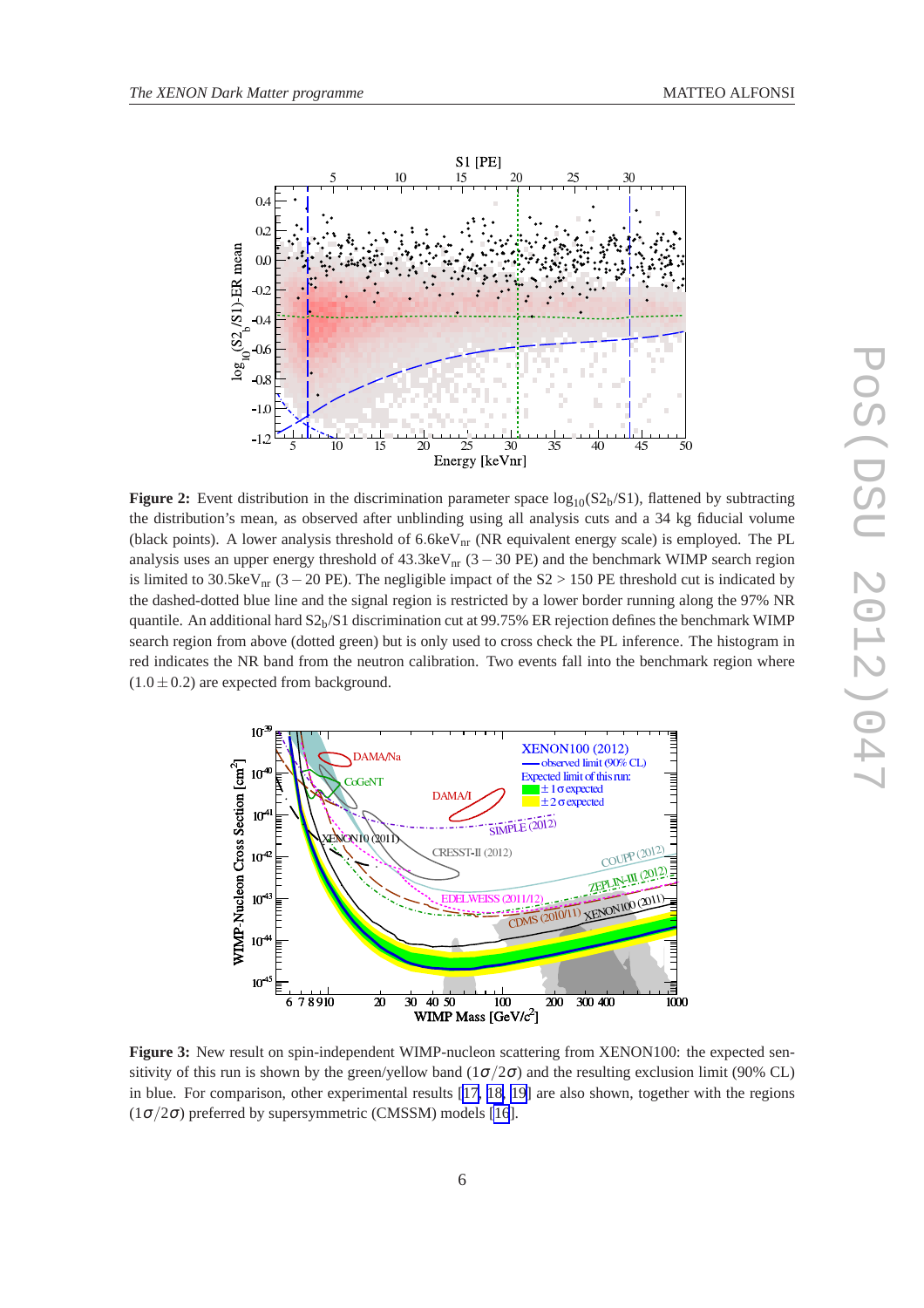**Figure 2:** Event distribution in the discrimination parameter space $\log_{10}(S2_b/S1)$, flattened by subtracting the distribution's mean, as observed after unblinding using all analysis cuts and a 34 kg fiducial volume (black points). A lower analysis threshold of 6.6keV$_{nr}$ (NR equivalent energy scale) is employed. The PL analysis uses an upper energy threshold of 43.3keV$_{nr}$ ($3-30$ PE) and the benchmark WIMP search region is limited to 30.5keV$_{nr}$ ($3-20$ PE). The negligible impact of the S2 $>$ 150 PE threshold cut is indicated by the dashed-dotted blue line and the signal region is restricted by a lower border running along the 97% NR quantile. An additional hard $S2_b$/S1 discrimination cut at 99.75% ER rejection defines the benchmark WIMP search region from above (dotted green) but is only used to cross check the PL inference. The histogram in red indicates the NR band from the neutron calibration. Two events fall into the benchmark region where $(1.0 \pm 0.2)$ are expected from background.

**Figure 3:** New result on spin-independent WIMP-nucleon scattering from XENON100: the expected sensitivity of this run is shown by the green/yellow band ($1\sigma/2\sigma$) and the resulting exclusion limit (90% CL) in blue. For comparison, other experimental results [17, 18, 19] are also shown, together with the regions ($1\sigma/2\sigma$) preferred by supersymmetric (CMSSM) models [16].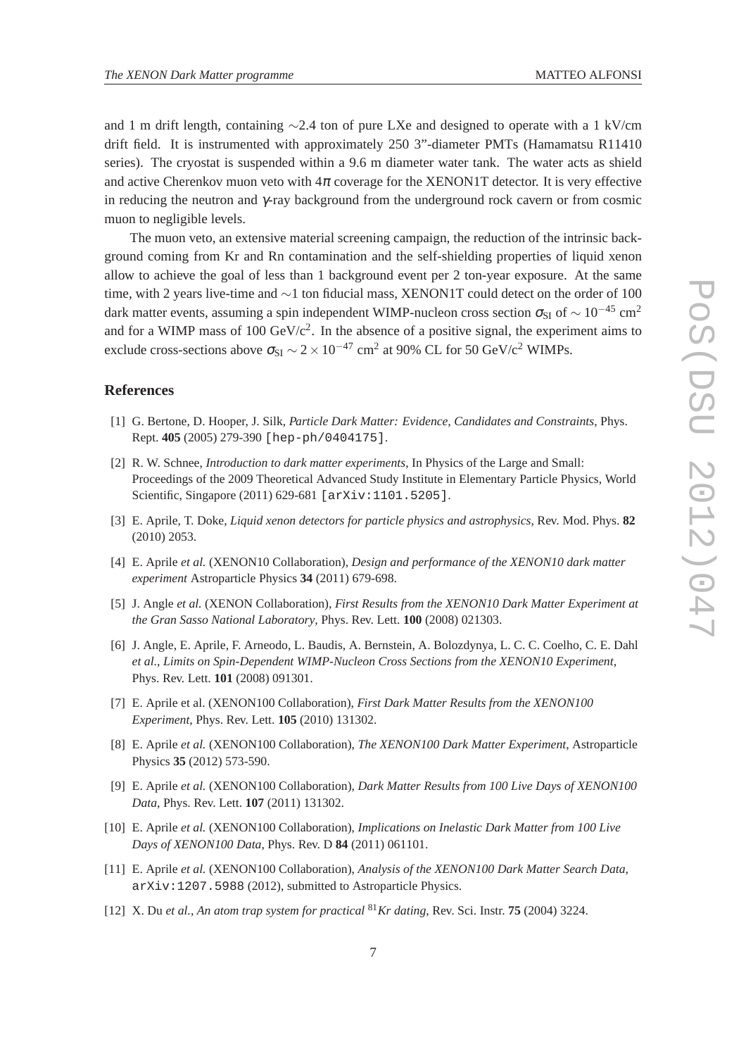and 1 m drift length, containing $\sim$2.4 ton of pure LXe and designed to operate with a 1 kV/cm drift field. It is instrumented with approximately 250 3"-diameter PMTs (Hamamatsu R11410 series). The cryostat is suspended within a 9.6 m diameter water tank. The water acts as shield and active Cherenkov muon veto with $4\pi$ coverage for the XENON1T detector. It is very effective in reducing the neutron and $\gamma$-ray background from the underground rock cavern or from cosmic muon to negligible levels.

The muon veto, an extensive material screening campaign, the reduction of the intrinsic background coming from Kr and Rn contamination and the self-shielding properties of liquid xenon allow to achieve the goal of less than 1 background event per 2 ton-year exposure. At the same time, with 2 years live-time and $\sim$1 ton fiducial mass, XENON1T could detect on the order of 100 dark matter events, assuming a spin independent WIMP-nucleon cross section $\sigma_{\rm SI}$ of $\sim 10^{-45}$ cm$^2$ and for a WIMP mass of 100 GeV/c$^2$. In the absence of a positive signal, the experiment aims to exclude cross-sections above $\sigma_{\rm SI} \sim 2 \times 10^{-47}$ cm$^2$ at 90% CL for 50 GeV/c$^2$ WIMPs.

## References

[1] G. Bertone, D. Hooper, J. Silk, *Particle Dark Matter: Evidence, Candidates and Constraints*, Phys. Rept. **405** (2005) 279-390 [hep-ph/0404175].

[2] R. W. Schnee, *Introduction to dark matter experiments*, In Physics of the Large and Small: Proceedings of the 2009 Theoretical Advanced Study Institute in Elementary Particle Physics, World Scientific, Singapore (2011) 629-681 [arXiv:1101.5205].

[3] E. Aprile, T. Doke, *Liquid xenon detectors for particle physics and astrophysics*, Rev. Mod. Phys. **82** (2010) 2053.

[4] E. Aprile *et al.* (XENON10 Collaboration), *Design and performance of the XENON10 dark matter experiment* Astroparticle Physics **34** (2011) 679-698.

[5] J. Angle *et al.* (XENON Collaboration), *First Results from the XENON10 Dark Matter Experiment at the Gran Sasso National Laboratory*, Phys. Rev. Lett. **100** (2008) 021303.

[6] J. Angle, E. Aprile, F. Arneodo, L. Baudis, A. Bernstein, A. Bolozdynya, L. C. C. Coelho, C. E. Dahl *et al.*, *Limits on Spin-Dependent WIMP-Nucleon Cross Sections from the XENON10 Experiment*, Phys. Rev. Lett. **101** (2008) 091301.

[7] E. Aprile et al. (XENON100 Collaboration), *First Dark Matter Results from the XENON100 Experiment*, Phys. Rev. Lett. **105** (2010) 131302.

[8] E. Aprile *et al.* (XENON100 Collaboration), *The XENON100 Dark Matter Experiment*, Astroparticle Physics **35** (2012) 573-590.

[9] E. Aprile *et al.* (XENON100 Collaboration), *Dark Matter Results from 100 Live Days of XENON100 Data*, Phys. Rev. Lett. **107** (2011) 131302.

[10] E. Aprile *et al.* (XENON100 Collaboration), *Implications on Inelastic Dark Matter from 100 Live Days of XENON100 Data*, Phys. Rev. D **84** (2011) 061101.

[11] E. Aprile *et al.* (XENON100 Collaboration), *Analysis of the XENON100 Dark Matter Search Data*, arXiv:1207.5988 (2012), submitted to Astroparticle Physics.

[12] X. Du *et al.*, *An atom trap system for practical* $^{81}$*Kr dating*, Rev. Sci. Instr. **75** (2004) 3224.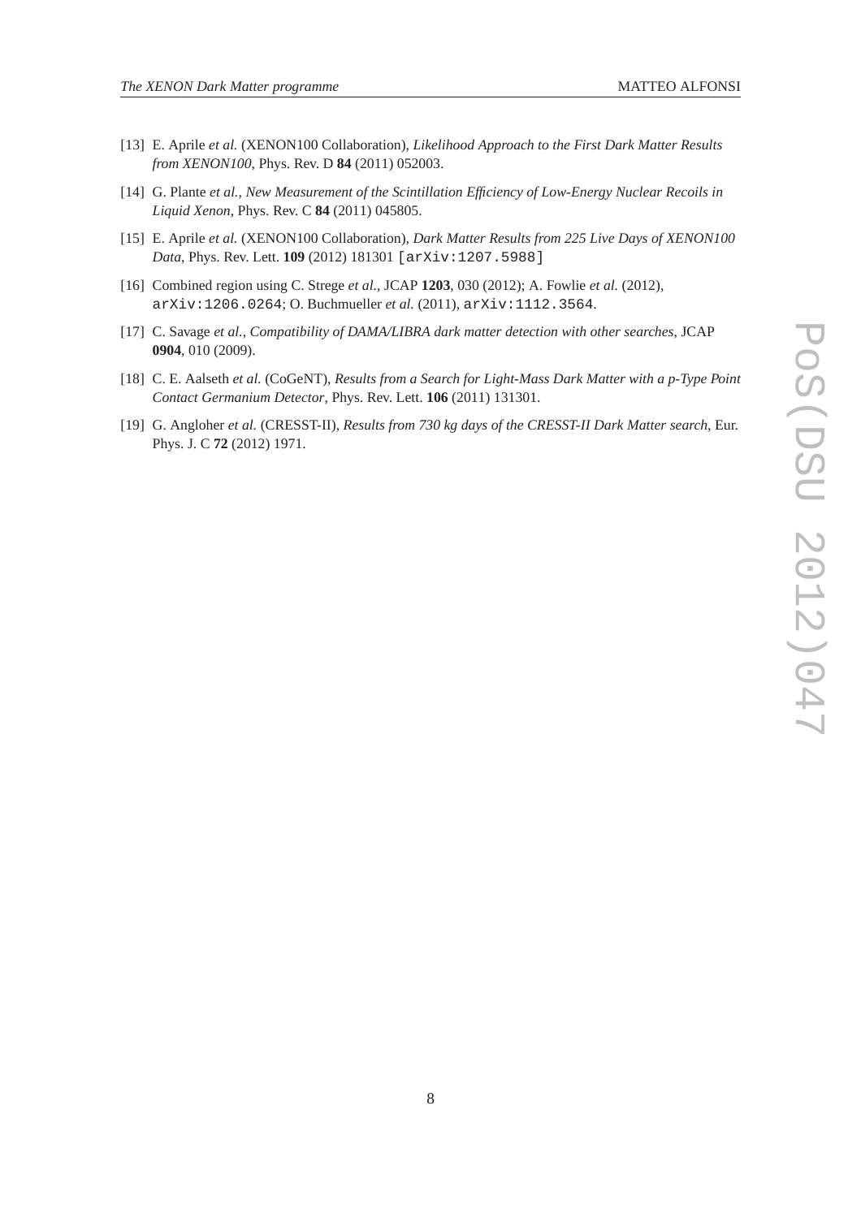[13] E. Aprile *et al.* (XENON100 Collaboration), *Likelihood Approach to the First Dark Matter Results from XENON100*, Phys. Rev. D **84** (2011) 052003.

[14] G. Plante *et al.*, *New Measurement of the Scintillation Efficiency of Low-Energy Nuclear Recoils in Liquid Xenon*, Phys. Rev. C **84** (2011) 045805.

[15] E. Aprile *et al.* (XENON100 Collaboration), *Dark Matter Results from 225 Live Days of XENON100 Data*, Phys. Rev. Lett. **109** (2012) 181301 [arXiv:1207.5988]

[16] Combined region using C. Strege *et al.*, JCAP **1203**, 030 (2012); A. Fowlie *et al.* (2012), arXiv:1206.0264; O. Buchmueller *et al.* (2011), arXiv:1112.3564.

[17] C. Savage *et al.*, *Compatibility of DAMA/LIBRA dark matter detection with other searches*, JCAP **0904**, 010 (2009).

[18] C. E. Aalseth *et al.* (CoGeNT), *Results from a Search for Light-Mass Dark Matter with a p-Type Point Contact Germanium Detector*, Phys. Rev. Lett. **106** (2011) 131301.

[19] G. Angloher *et al.* (CRESST-II), *Results from 730 kg days of the CRESST-II Dark Matter search*, Eur. Phys. J. C **72** (2012) 1971.